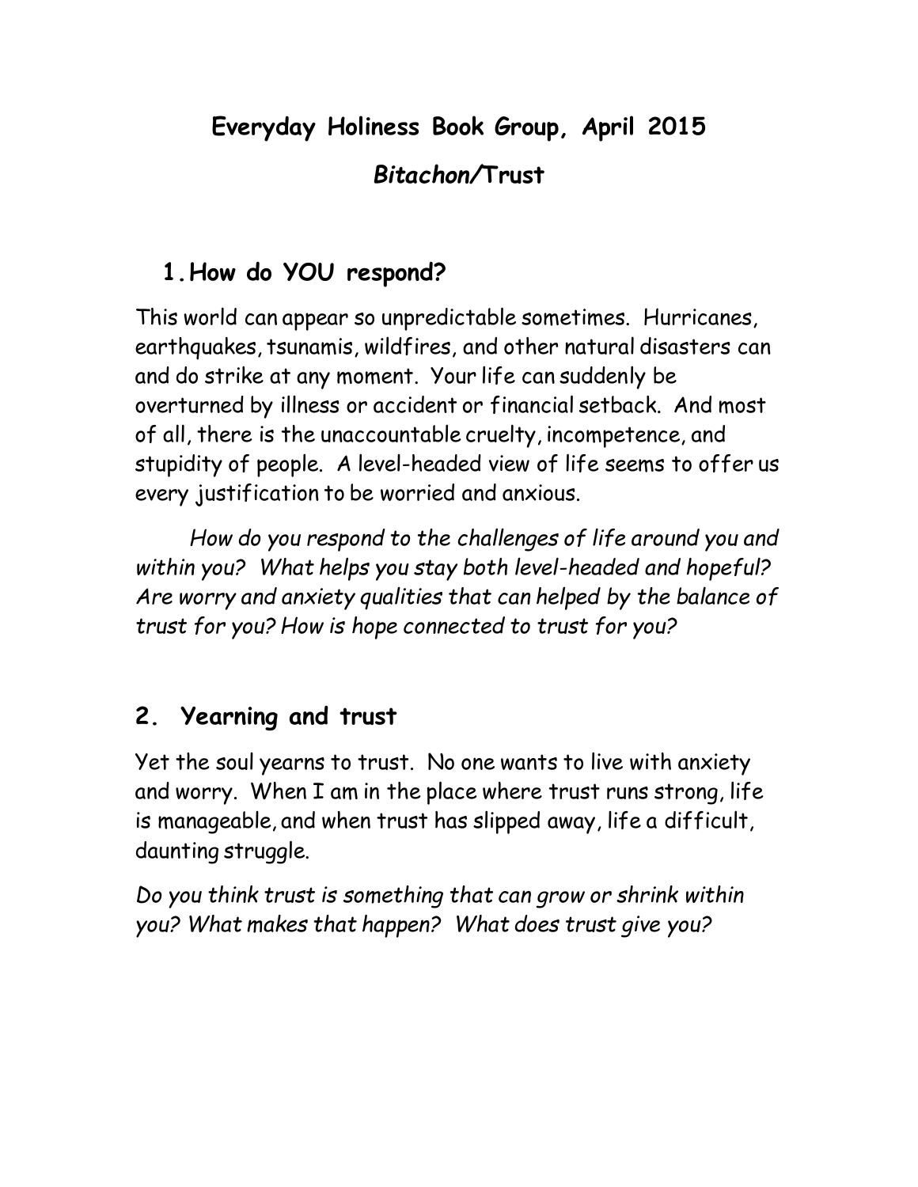# Everyday Holiness Book Group, April 2015

## *Bitachon*/Trust

### 1. How do YOU respond?

This world can appear so unpredictable sometimes. Hurricanes, earthquakes, tsunamis, wildfires, and other natural disasters can and do strike at any moment. Your life can suddenly be overturned by illness or accident or financial setback. And most of all, there is the unaccountable cruelty, incompetence, and stupidity of people. A level-headed view of life seems to offer us every justification to be worried and anxious.

*How do you respond to the challenges of life around you and within you? What helps you stay both level-headed and hopeful? Are worry and anxiety qualities that can helped by the balance of trust for you? How is hope connected to trust for you?*

### 2. Yearning and trust

Yet the soul yearns to trust. No one wants to live with anxiety and worry. When I am in the place where trust runs strong, life is manageable, and when trust has slipped away, life a difficult, daunting struggle.

*Do you think trust is something that can grow or shrink within you? What makes that happen? What does trust give you?*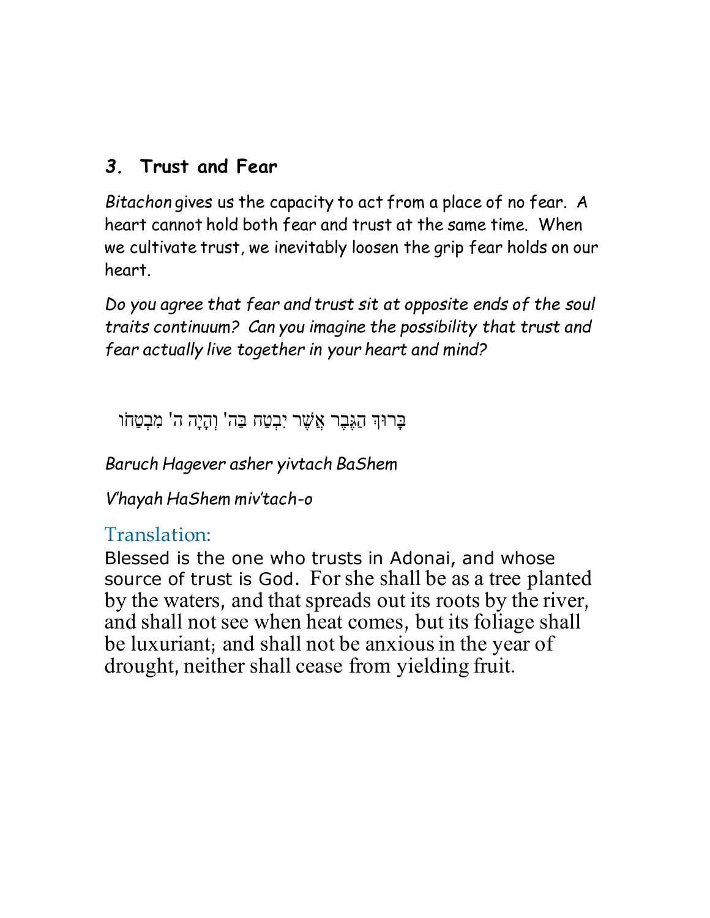### 3. Trust and Fear

*Bitachon* gives us the capacity to act from a place of no fear. A heart cannot hold both fear and trust at the same time. When we cultivate trust, we inevitably loosen the grip fear holds on our heart.

*Do you agree that fear and trust sit at opposite ends of the soul traits continuum? Can you imagine the possibility that trust and fear actually live together in your heart and mind?*

בָּרוּךְ הַגֶּבֶר אֲשֶׁר יִבְטַח בַּה' וְהָיָה ה' מִבְטַחוֹ

*Baruch Hagever asher yivtach BaShem*

*V'hayah HaShem miv'tach-o*

Translation:

Blessed is the one who trusts in Adonai, and whose source of trust is God. For she shall be as a tree planted by the waters, and that spreads out its roots by the river, and shall not see when heat comes, but its foliage shall be luxuriant; and shall not be anxious in the year of drought, neither shall cease from yielding fruit.